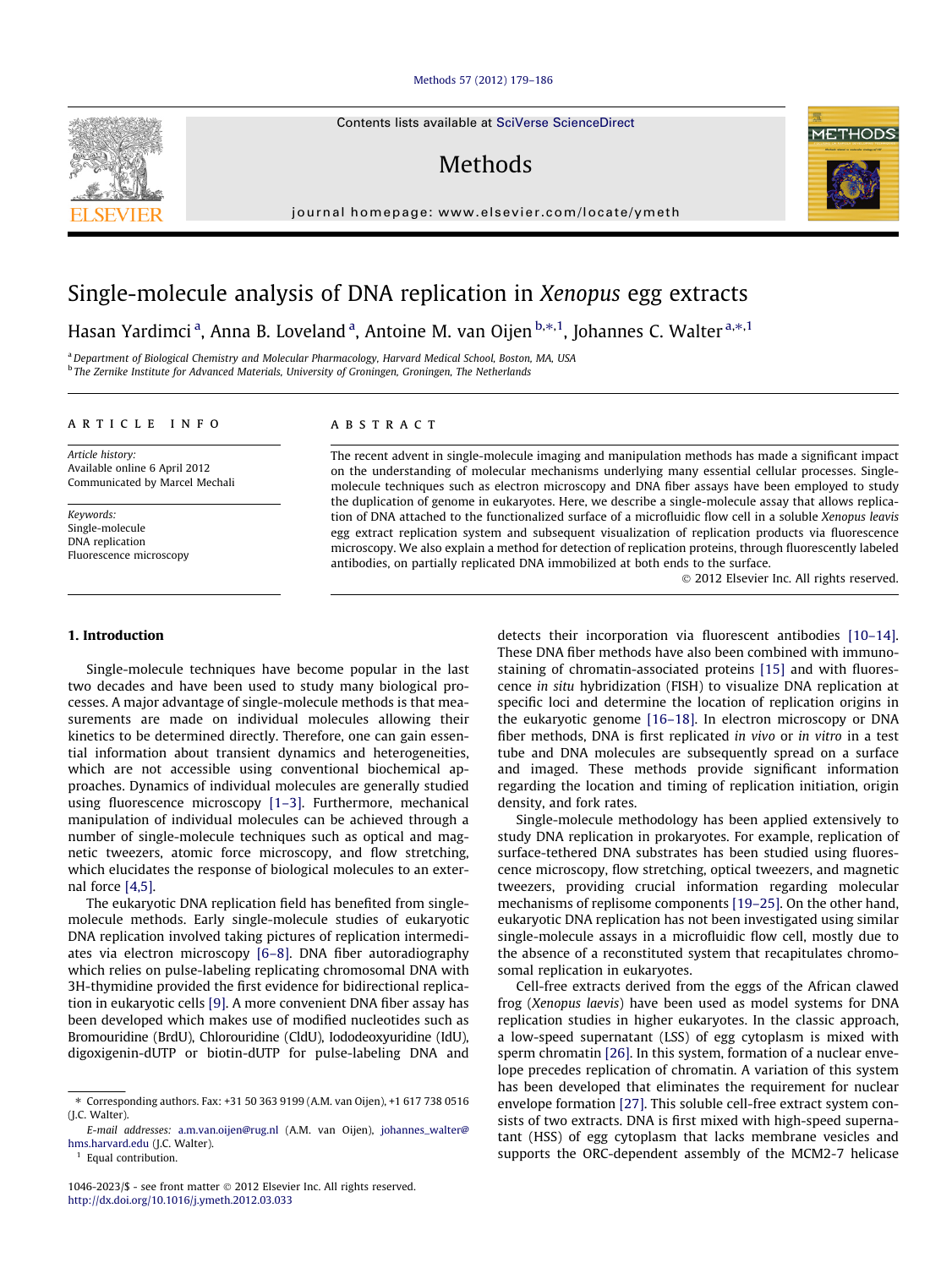# Single-molecule analysis of DNA replication in *Xenopus* egg extracts

Hasan Yardimci [a], Anna B. Loveland [a], Antoine M. van Oijen [b,*,1], Johannes C. Walter [a,*,1]

[a] Department of Biological Chemistry and Molecular Pharmacology, Harvard Medical School, Boston, MA, USA

[b] The Zernike Institute for Advanced Materials, University of Groningen, Groningen, The Netherlands

## ARTICLE INFO

*Article history:*
Available online 6 April 2012
Communicated by Marcel Mechali

*Keywords:*
Single-molecule
DNA replication
Fluorescence microscopy

## ABSTRACT

The recent advent in single-molecule imaging and manipulation methods has made a significant impact on the understanding of molecular mechanisms underlying many essential cellular processes. Single-molecule techniques such as electron microscopy and DNA fiber assays have been employed to study the duplication of genome in eukaryotes. Here, we describe a single-molecule assay that allows replication of DNA attached to the functionalized surface of a microfluidic flow cell in a soluble *Xenopus leavis* egg extract replication system and subsequent visualization of replication products via fluorescence microscopy. We also explain a method for detection of replication proteins, through fluorescently labeled antibodies, on partially replicated DNA immobilized at both ends to the surface.

© 2012 Elsevier Inc. All rights reserved.

## 1. Introduction

Single-molecule techniques have become popular in the last two decades and have been used to study many biological processes. A major advantage of single-molecule methods is that measurements are made on individual molecules allowing their kinetics to be determined directly. Therefore, one can gain essential information about transient dynamics and heterogeneities, which are not accessible using conventional biochemical approaches. Dynamics of individual molecules are generally studied using fluorescence microscopy [1–3]. Furthermore, mechanical manipulation of individual molecules can be achieved through a number of single-molecule techniques such as optical and magnetic tweezers, atomic force microscopy, and flow stretching, which elucidates the response of biological molecules to an external force [4,5].

The eukaryotic DNA replication field has benefited from single-molecule methods. Early single-molecule studies of eukaryotic DNA replication involved taking pictures of replication intermediates via electron microscopy [6–8]. DNA fiber autoradiography which relies on pulse-labeling replicating chromosomal DNA with 3H-thymidine provided the first evidence for bidirectional replication in eukaryotic cells [9]. A more convenient DNA fiber assay has been developed which makes use of modified nucleotides such as Bromouridine (BrdU), Chlorouridine (CldU), Iododeoxyuridine (IdU), digoxigenin-dUTP or biotin-dUTP for pulse-labeling DNA and detects their incorporation via fluorescent antibodies [10–14]. These DNA fiber methods have also been combined with immunostaining of chromatin-associated proteins [15] and with fluorescence *in situ* hybridization (FISH) to visualize DNA replication at specific loci and determine the location of replication origins in the eukaryotic genome [16–18]. In electron microscopy or DNA fiber methods, DNA is first replicated *in vivo* or *in vitro* in a test tube and DNA molecules are subsequently spread on a surface and imaged. These methods provide significant information regarding the location and timing of replication initiation, origin density, and fork rates.

Single-molecule methodology has been applied extensively to study DNA replication in prokaryotes. For example, replication of surface-tethered DNA substrates has been studied using fluorescence microscopy, flow stretching, optical tweezers, and magnetic tweezers, providing crucial information regarding molecular mechanisms of replisome components [19–25]. On the other hand, eukaryotic DNA replication has not been investigated using similar single-molecule assays in a microfluidic flow cell, mostly due to the absence of a reconstituted system that recapitulates chromosomal replication in eukaryotes.

Cell-free extracts derived from the eggs of the African clawed frog (*Xenopus laevis*) have been used as model systems for DNA replication studies in higher eukaryotes. In the classic approach, a low-speed supernatant (LSS) of egg cytoplasm is mixed with sperm chromatin [26]. In this system, formation of a nuclear envelope precedes replication of chromatin. A variation of this system has been developed that eliminates the requirement for nuclear envelope formation [27]. This soluble cell-free extract system consists of two extracts. DNA is first mixed with high-speed supernatant (HSS) of egg cytoplasm that lacks membrane vesicles and supports the ORC-dependent assembly of the MCM2-7 helicase

* Corresponding authors. Fax: +31 50 363 9199 (A.M. van Oijen), +1 617 738 0516 (J.C. Walter).

E-mail addresses: a.m.van.oijen@rug.nl (A.M. van Oijen), johannes_walter@hms.harvard.edu (J.C. Walter).

1 Equal contribution.

1046-2023/$ - see front matter © 2012 Elsevier Inc. All rights reserved.
http://dx.doi.org/10.1016/j.ymeth.2012.03.033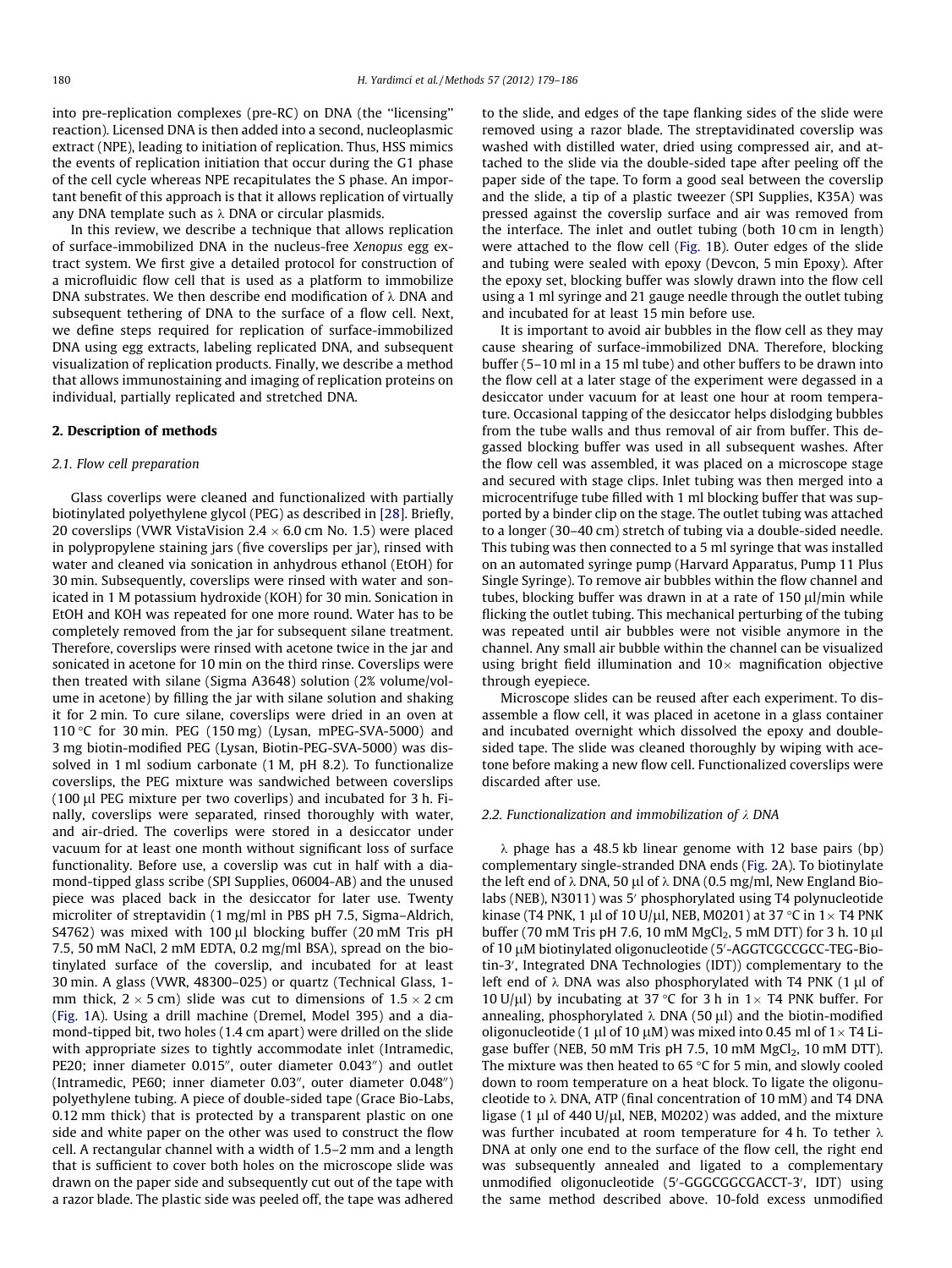into pre-replication complexes (pre-RC) on DNA (the "licensing" reaction). Licensed DNA is then added into a second, nucleoplasmic extract (NPE), leading to initiation of replication. Thus, HSS mimics the events of replication initiation that occur during the G1 phase of the cell cycle whereas NPE recapitulates the S phase. An important benefit of this approach is that it allows replication of virtually any DNA template such as λ DNA or circular plasmids.

In this review, we describe a technique that allows replication of surface-immobilized DNA in the nucleus-free *Xenopus* egg extract system. We first give a detailed protocol for construction of a microfluidic flow cell that is used as a platform to immobilize DNA substrates. We then describe end modification of λ DNA and subsequent tethering of DNA to the surface of a flow cell. Next, we define steps required for replication of surface-immobilized DNA using egg extracts, labeling replicated DNA, and subsequent visualization of replication products. Finally, we describe a method that allows immunostaining and imaging of replication proteins on individual, partially replicated and stretched DNA.

## 2. Description of methods

### 2.1. Flow cell preparation

Glass coverlips were cleaned and functionalized with partially biotinylated polyethylene glycol (PEG) as described in [28]. Briefly, 20 coverslips (VWR VistaVision 2.4 × 6.0 cm No. 1.5) were placed in polypropylene staining jars (five coverslips per jar), rinsed with water and cleaned via sonication in anhydrous ethanol (EtOH) for 30 min. Subsequently, coverslips were rinsed with water and sonicated in 1 M potassium hydroxide (KOH) for 30 min. Sonication in EtOH and KOH was repeated for one more round. Water has to be completely removed from the jar for subsequent silane treatment. Therefore, coverslips were rinsed with acetone twice in the jar and sonicated in acetone for 10 min on the third rinse. Coverslips were then treated with silane (Sigma A3648) solution (2% volume/volume in acetone) by filling the jar with silane solution and shaking it for 2 min. To cure silane, coverslips were dried in an oven at 110 °C for 30 min. PEG (150 mg) (Lysan, mPEG-SVA-5000) and 3 mg biotin-modified PEG (Lysan, Biotin-PEG-SVA-5000) was dissolved in 1 ml sodium carbonate (1 M, pH 8.2). To functionalize coverslips, the PEG mixture was sandwiched between coverslips (100 μl PEG mixture per two coverlips) and incubated for 3 h. Finally, coverslips were separated, rinsed thoroughly with water, and air-dried. The coverlips were stored in a desiccator under vacuum for at least one month without significant loss of surface functionality. Before use, a coverslip was cut in half with a diamond-tipped glass scribe (SPI Supplies, 06004-AB) and the unused piece was placed back in the desiccator for later use. Twenty microliter of streptavidin (1 mg/ml in PBS pH 7.5, Sigma–Aldrich, S4762) was mixed with 100 μl blocking buffer (20 mM Tris pH 7.5, 50 mM NaCl, 2 mM EDTA, 0.2 mg/ml BSA), spread on the biotinylated surface of the coverslip, and incubated for at least 30 min. A glass (VWR, 48300–025) or quartz (Technical Glass, 1-mm thick, 2 × 5 cm) slide was cut to dimensions of 1.5 × 2 cm (Fig. 1A). Using a drill machine (Dremel, Model 395) and a diamond-tipped bit, two holes (1.4 cm apart) were drilled on the slide with appropriate sizes to tightly accommodate inlet (Intramedic, PE20; inner diameter 0.015″, outer diameter 0.043″) and outlet (Intramedic, PE60; inner diameter 0.03″, outer diameter 0.048″) polyethylene tubing. A piece of double-sided tape (Grace Bio-Labs, 0.12 mm thick) that is protected by a transparent plastic on one side and white paper on the other was used to construct the flow cell. A rectangular channel with a width of 1.5–2 mm and a length that is sufficient to cover both holes on the microscope slide was drawn on the paper side and subsequently cut out of the tape with a razor blade. The plastic side was peeled off, the tape was adhered to the slide, and edges of the tape flanking sides of the slide were removed using a razor blade. The streptavidinated coverslip was washed with distilled water, dried using compressed air, and attached to the slide via the double-sided tape after peeling off the paper side of the tape. To form a good seal between the coverslip and the slide, a tip of a plastic tweezer (SPI Supplies, K35A) was pressed against the coverslip surface and air was removed from the interface. The inlet and outlet tubing (both 10 cm in length) were attached to the flow cell (Fig. 1B). Outer edges of the slide and tubing were sealed with epoxy (Devcon, 5 min Epoxy). After the epoxy set, blocking buffer was slowly drawn into the flow cell using a 1 ml syringe and 21 gauge needle through the outlet tubing and incubated for at least 15 min before use.

It is important to avoid air bubbles in the flow cell as they may cause shearing of surface-immobilized DNA. Therefore, blocking buffer (5–10 ml in a 15 ml tube) and other buffers to be drawn into the flow cell at a later stage of the experiment were degassed in a desiccator under vacuum for at least one hour at room temperature. Occasional tapping of the desiccator helps dislodging bubbles from the tube walls and thus removal of air from buffer. This degassed blocking buffer was used in all subsequent washes. After the flow cell was assembled, it was placed on a microscope stage and secured with stage clips. Inlet tubing was then merged into a microcentrifuge tube filled with 1 ml blocking buffer that was supported by a binder clip on the stage. The outlet tubing was attached to a longer (30–40 cm) stretch of tubing via a double-sided needle. This tubing was then connected to a 5 ml syringe that was installed on an automated syringe pump (Harvard Apparatus, Pump 11 Plus Single Syringe). To remove air bubbles within the flow channel and tubes, blocking buffer was drawn in at a rate of 150 μl/min while flicking the outlet tubing. This mechanical perturbing of the tubing was repeated until air bubbles were not visible anymore in the channel. Any small air bubble within the channel can be visualized using bright field illumination and 10× magnification objective through eyepiece.

Microscope slides can be reused after each experiment. To disassemble a flow cell, it was placed in acetone in a glass container and incubated overnight which dissolved the epoxy and double-sided tape. The slide was cleaned thoroughly by wiping with acetone before making a new flow cell. Functionalized coverslips were discarded after use.

### 2.2. Functionalization and immobilization of λ DNA

λ phage has a 48.5 kb linear genome with 12 base pairs (bp) complementary single-stranded DNA ends (Fig. 2A). To biotinylate the left end of λ DNA, 50 μl of λ DNA (0.5 mg/ml, New England Biolabs (NEB), N3011) was 5′ phosphorylated using T4 polynucleotide kinase (T4 PNK, 1 μl of 10 U/μl, NEB, M0201) at 37 °C in 1× T4 PNK buffer (70 mM Tris pH 7.6, 10 mM $MgCl_2$, 5 mM DTT) for 3 h. 10 μl of 10 μM biotinylated oligonucleotide (5′-AGGTCGCCGCC-TEG-Biotin-3′, Integrated DNA Technologies (IDT)) complementary to the left end of λ DNA was also phosphorylated with T4 PNK (1 μl of 10 U/μl) by incubating at 37 °C for 3 h in 1× T4 PNK buffer. For annealing, phosphorylated λ DNA (50 μl) and the biotin-modified oligonucleotide (1 μl of 10 μM) was mixed into 0.45 ml of 1× T4 Ligase buffer (NEB, 50 mM Tris pH 7.5, 10 mM $MgCl_2$, 10 mM DTT). The mixture was then heated to 65 °C for 5 min, and slowly cooled down to room temperature on a heat block. To ligate the oligonucleotide to λ DNA, ATP (final concentration of 10 mM) and T4 DNA ligase (1 μl of 440 U/μl, NEB, M0202) was added, and the mixture was further incubated at room temperature for 4 h. To tether λ DNA at only one end to the surface of the flow cell, the right end was subsequently annealed and ligated to a complementary unmodified oligonucleotide (5′-GGGCGGCGACCT-3′, IDT) using the same method described above. 10-fold excess unmodified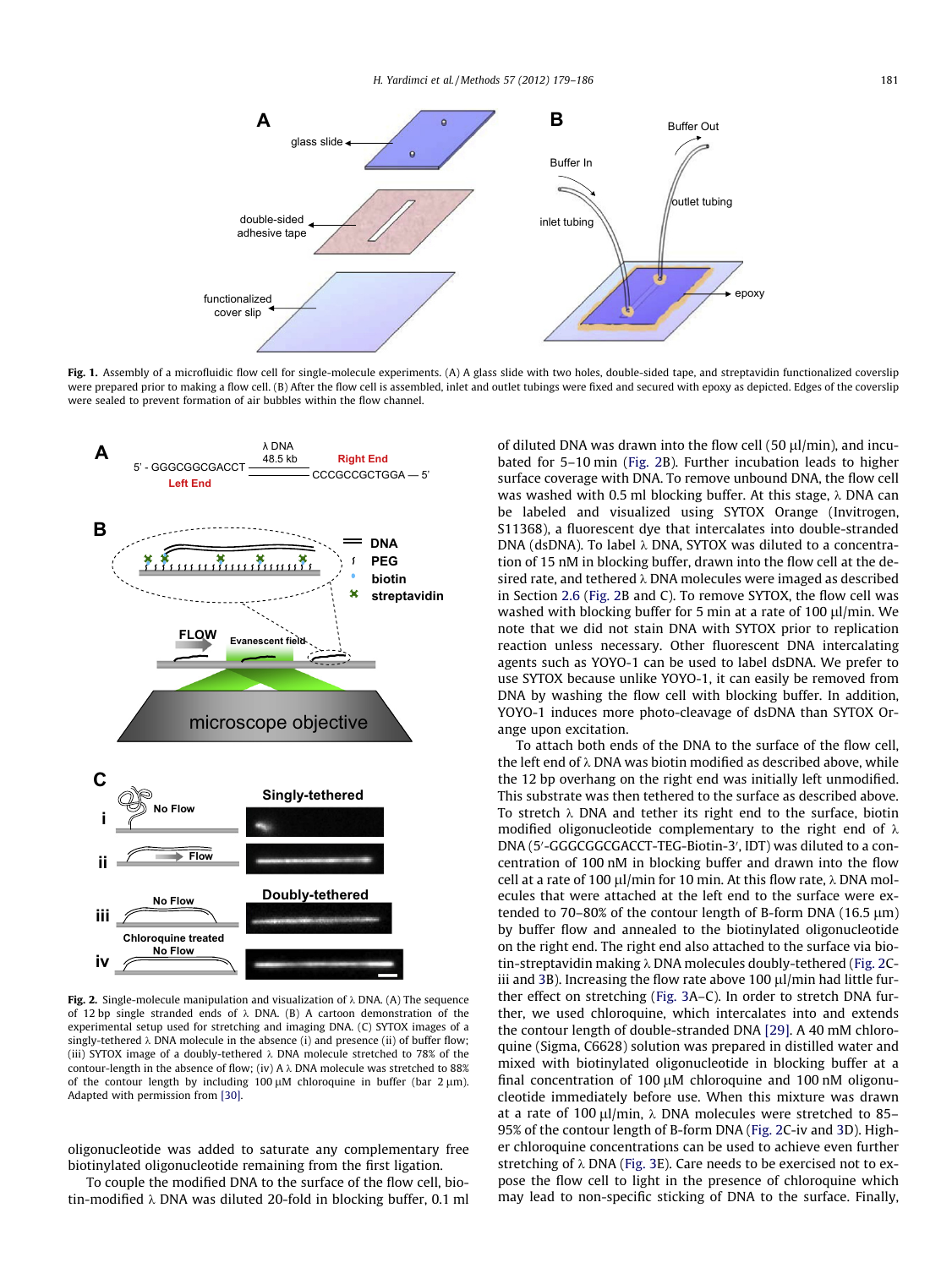**Fig. 1.** Assembly of a microfluidic flow cell for single-molecule experiments. (A) A glass slide with two holes, double-sided tape, and streptavidin functionalized coverslip were prepared prior to making a flow cell. (B) After the flow cell is assembled, inlet and outlet tubings were fixed and secured with epoxy as depicted. Edges of the coverslip were sealed to prevent formation of air bubbles within the flow channel.

**Fig. 2.** Single-molecule manipulation and visualization of λ DNA. (A) The sequence of 12 bp single stranded ends of λ DNA. (B) A cartoon demonstration of the experimental setup used for stretching and imaging DNA. (C) SYTOX images of a singly-tethered λ DNA molecule in the absence (i) and presence (ii) of buffer flow; (iii) SYTOX image of a doubly-tethered λ DNA molecule stretched to 78% of the contour-length in the absence of flow; (iv) A λ DNA molecule was stretched to 88% of the contour length by including 100 μM chloroquine in buffer (bar 2 μm). Adapted with permission from [30].

oligonucleotide was added to saturate any complementary free biotinylated oligonucleotide remaining from the first ligation.

To couple the modified DNA to the surface of the flow cell, biotin-modified λ DNA was diluted 20-fold in blocking buffer, 0.1 ml of diluted DNA was drawn into the flow cell (50 μl/min), and incubated for 5–10 min (Fig. 2B). Further incubation leads to higher surface coverage with DNA. To remove unbound DNA, the flow cell was washed with 0.5 ml blocking buffer. At this stage, λ DNA can be labeled and visualized using SYTOX Orange (Invitrogen, S11368), a fluorescent dye that intercalates into double-stranded DNA (dsDNA). To label λ DNA, SYTOX was diluted to a concentration of 15 nM in blocking buffer, drawn into the flow cell at the desired rate, and tethered λ DNA molecules were imaged as described in Section 2.6 (Fig. 2B and C). To remove SYTOX, the flow cell was washed with blocking buffer for 5 min at a rate of 100 μl/min. We note that we did not stain DNA with SYTOX prior to replication reaction unless necessary. Other fluorescent intercalating agents such as YOYO-1 can be used to label dsDNA. We prefer to use SYTOX because unlike YOYO-1, it can easily be removed from DNA by washing the flow cell with blocking buffer. In addition, YOYO-1 induces more photo-cleavage of dsDNA than SYTOX Orange upon excitation.

To attach both ends of the DNA to the surface of the flow cell, the left end of λ DNA was biotin modified as described above, while the 12 bp overhang on the right end was initially left unmodified. This substrate was then tethered to the surface as described above. To stretch λ DNA and tether its right end to the surface, biotin modified oligonucleotide complementary to the right end of λ DNA (5′-GGGCGGCGACCT-TEG-Biotin-3′, IDT) was diluted to a concentration of 100 nM in blocking buffer and drawn into the flow cell at a rate of 100 μl/min for 10 min. At this flow rate, λ DNA molecules that were attached at the left end to the surface were extended to 70–80% of the contour length of B-form DNA (16.5 μm) by buffer flow and annealed to the biotinylated oligonucleotide on the right end. The right end also attached to the surface via biotin-streptavidin making λ DNA molecules doubly-tethered (Fig. 2C-iii and 3B). Increasing the flow rate above 100 μl/min had little further effect on stretching (Fig. 3A–C). In order to stretch DNA further, we used chloroquine, which intercalates into and extends the contour length of double-stranded DNA [29]. A 40 mM chloroquine (Sigma, C6628) solution was prepared in distilled water and mixed with biotinylated oligonucleotide in blocking buffer at a final concentration of 100 μM chloroquine and 100 nM oligonucleotide immediately before use. When this mixture was drawn at a rate of 100 μl/min, λ DNA molecules were stretched to 85–95% of the contour length of B-form DNA (Fig. 2C-iv and 3D). Higher chloroquine concentrations can be used to achieve even further stretching of λ DNA (Fig. 3E). Care needs to be exercised not to expose the flow cell to light in the presence of chloroquine which may lead to non-specific sticking of DNA to the surface. Finally,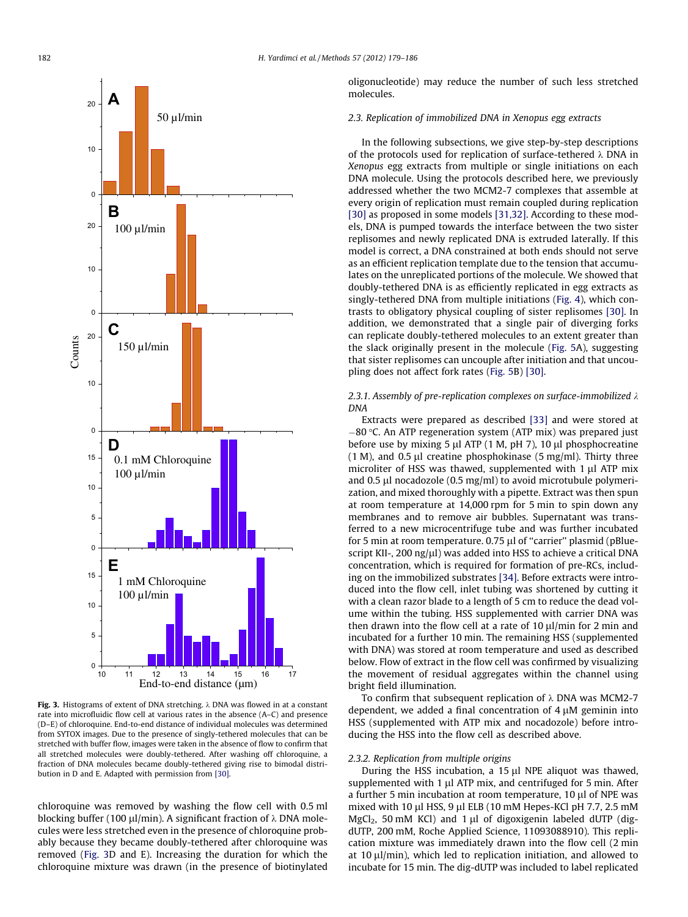Fig. 3. Histograms of extent of DNA stretching. λ DNA was flowed in at a constant rate into microfluidic flow cell at various rates in the absence (A–C) and presence (D–E) of chloroquine. End-to-end distance of individual molecules was determined from SYTOX images. Due to the presence of singly-tethered molecules that can be stretched with buffer flow, images were taken in the absence of flow to confirm that all stretched molecules were doubly-tethered. After washing off chloroquine, a fraction of DNA molecules became doubly-tethered giving rise to bimodal distribution in D and E. Adapted with permission from [30].

chloroquine was removed by washing the flow cell with 0.5 ml blocking buffer (100 μl/min). A significant fraction of λ DNA molecules were less stretched even in the presence of chloroquine probably because they became doubly-tethered after chloroquine was removed (Fig. 3D and E). Increasing the duration for which the chloroquine mixture was drawn (in the presence of biotinylated oligonucleotide) may reduce the number of such less stretched molecules.

### 2.3. Replication of immobilized DNA in *Xenopus* egg extracts

In the following subsections, we give step-by-step descriptions of the protocols used for replication of surface-tethered λ DNA in *Xenopus* egg extracts from multiple or single initiations on each DNA molecule. Using the protocols described here, we previously addressed whether the two MCM2-7 complexes that assemble at every origin of replication must remain coupled during replication [30] as proposed in some models [31,32]. According to these models, DNA is pumped towards the interface between the two sister replisomes and newly replicated DNA is extruded laterally. If this model is correct, a DNA constrained at both ends should not serve as an efficient replication template due to the tension that accumulates on the unreplicated portions of the molecule. We showed that doubly-tethered DNA is as efficiently replicated in egg extracts as singly-tethered DNA from multiple initiations (Fig. 4), which contrasts to obligatory physical coupling of sister replisomes [30]. In addition, we demonstrated that a single pair of diverging forks can replicate doubly-tethered molecules to an extent greater than the slack originally present in the molecule (Fig. 5A), suggesting that sister replisomes can uncouple after initiation and that uncoupling does not affect fork rates (Fig. 5B) [30].

#### 2.3.1. Assembly of pre-replication complexes on surface-immobilized λ DNA

Extracts were prepared as described [33] and were stored at −80 °C. An ATP regeneration system (ATP mix) was prepared just before use by mixing 5 μl ATP (1 M, pH 7), 10 μl phosphocreatine (1 M), and 0.5 μl creatine phosphokinase (5 mg/ml). Thirty three microliter of HSS was thawed, supplemented with 1 μl ATP mix and 0.5 μl nocadozole (0.5 mg/ml) to avoid microtubule polymerization, and mixed thoroughly with a pipette. Extract was then spun at room temperature at 14,000 rpm for 5 min to spin down any membranes and to remove air bubbles. Supernatant was transferred to a new microcentrifuge tube and was further incubated for 5 min at room temperature. 0.75 μl of "carrier" plasmid (pBluescript KII-, 200 ng/μl) was added into HSS to achieve a critical DNA concentration, which is required for formation of pre-RCs, including on the immobilized substrates [34]. Before extracts were introduced into the flow cell, inlet tubing was shortened by cutting it with a clean razor blade to a length of 5 cm to reduce the dead volume within the tubing. HSS supplemented with carrier DNA was then drawn into the flow cell at a rate of 10 μl/min for 2 min and incubated for a further 10 min. The remaining HSS (supplemented with DNA) was stored at room temperature and used as described below. Flow of extract in the flow cell was confirmed by visualizing the movement of residual aggregates within the channel using bright field illumination.

To confirm that subsequent replication of λ DNA was MCM2-7 dependent, we added a final concentration of 4 μM geminin into HSS (supplemented with ATP mix and nocadozole) before introducing the HSS into the flow cell as described above.

#### 2.3.2. Replication from multiple origins

During the HSS incubation, a 15 μl NPE aliquot was thawed, supplemented with 1 μl ATP mix, and centrifuged for 5 min. After a further 5 min incubation at room temperature, 10 μl of NPE was mixed with 10 μl HSS, 9 μl ELB (10 mM Hepes-KCl pH 7.7, 2.5 mM $MgCl_2$, 50 mM KCl) and 1 μl of digoxigenin labeled dUTP (dig-dUTP, 200 mM, Roche Applied Science, 11093088910). This replication mixture was immediately drawn into the flow cell (2 min at 10 μl/min), which led to replication initiation, and allowed to incubate for 15 min. The dig-dUTP was included to label replicated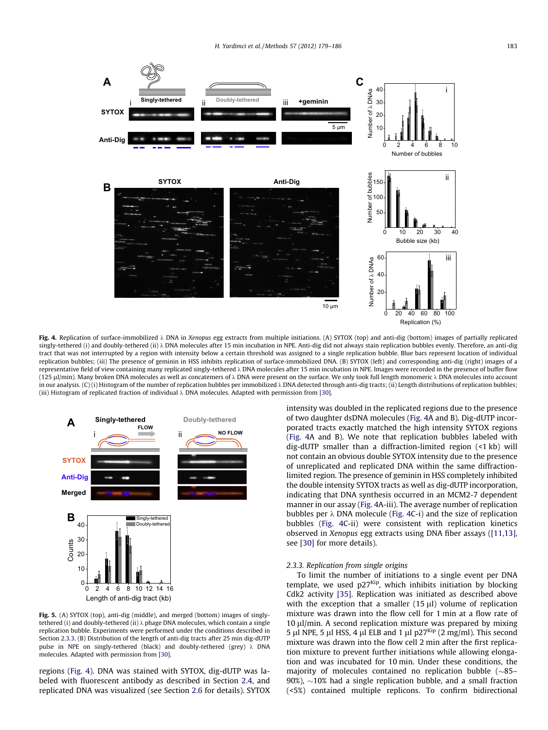**Fig. 4.** Replication of surface-immobilized λ DNA in *Xenopus* egg extracts from multiple initiations. (A) SYTOX (top) and anti-dig (bottom) images of partially replicated singly-tethered (i) and doubly-tethered (ii) λ DNA molecules after 15 min incubation in NPE. Anti-dig did not always stain replication bubbles evenly. Therefore, an anti-dig tract that was not interrupted by a region with intensity below a certain threshold was assigned to a single replication bubble. Blue bars represent location of individual replication bubbles; (iii) The presence of geminin in HSS inhibits replication of surface-immobilized DNA. (B) SYTOX (left) and corresponding anti-dig (right) images of a representative field of view containing many replicated singly-tethered λ DNA molecules after 15 min incubation in NPE. Images were recorded in the presence of buffer flow (125 μl/min). Many broken DNA molecules as well as concatemers of λ DNA were present on the surface. We only took full length monomeric λ DNA molecules into account in our analysis. (C) (i) Histogram of the number of replication bubbles per immobilized λ DNA detected through anti-dig tracts; (ii) Length distributions of replication bubbles; (iii) Histogram of replicated fraction of individual λ DNA molecules. Adapted with permission from [30].

**Fig. 5.** (A) SYTOX (top), anti-dig (middle), and merged (bottom) images of singly-tethered (i) and doubly-tethered (ii) λ phage DNA molecules, which contain a single replication bubble. Experiments were performed under the conditions described in Section 2.3.3. (B) Distribution of the length of anti-dig tracts after 25 min dig-dUTP pulse in NPE on singly-tethered (black) and doubly-tethered (grey) λ DNA molecules. Adapted with permission from [30].

regions (Fig. 4). DNA was stained with SYTOX, dig-dUTP was labeled with fluorescent antibody as described in Section 2.4, and replicated DNA was visualized (see Section 2.6 for details). SYTOX intensity was doubled in the replicated regions due to the presence of two daughter dsDNA molecules (Fig. 4A and B). Dig-dUTP incorporated tracts exactly matched the high intensity SYTOX regions (Fig. 4A and B). We note that replication bubbles labeled with dig-dUTP smaller than a diffraction-limited region (<1 kb) will not contain an obvious double SYTOX intensity due to the presence of unreplicated and replicated DNA within the same diffraction-limited region. The presence of geminin in HSS completely inhibited the double intensity SYTOX tracts as well as dig-dUTP incorporation, indicating that DNA synthesis occurred in an MCM2-7 dependent manner in our assay (Fig. 4A-iii). The average number of replication bubbles per λ DNA molecule (Fig. 4C-i) and the size of replication bubbles (Fig. 4C-ii) were consistent with replication kinetics observed in *Xenopus* egg extracts using DNA fiber assays ([11,13], see [30] for more details).

### 2.3.3. Replication from single origins

To limit the number of initiations to a single event per DNA template, we used p27[Kip], which inhibits initiation by blocking Cdk2 activity [35]. Replication was initiated as described above with the exception that a smaller (15 μl) volume of replication mixture was drawn into the flow cell for 1 min at a flow rate of 10 μl/min. A second replication mixture was prepared by mixing 5 μl NPE, 5 μl HSS, 4 μl ELB and 1 μl p27[Kip] (2 mg/ml). This second mixture was drawn into the flow cell 2 min after the first replication mixture to prevent further initiations while allowing elongation and was incubated for 10 min. Under these conditions, the majority of molecules contained no replication bubble (∼85–90%), ∼10% had a single replication bubble, and a small fraction (<5%) contained multiple replicons. To confirm bidirectional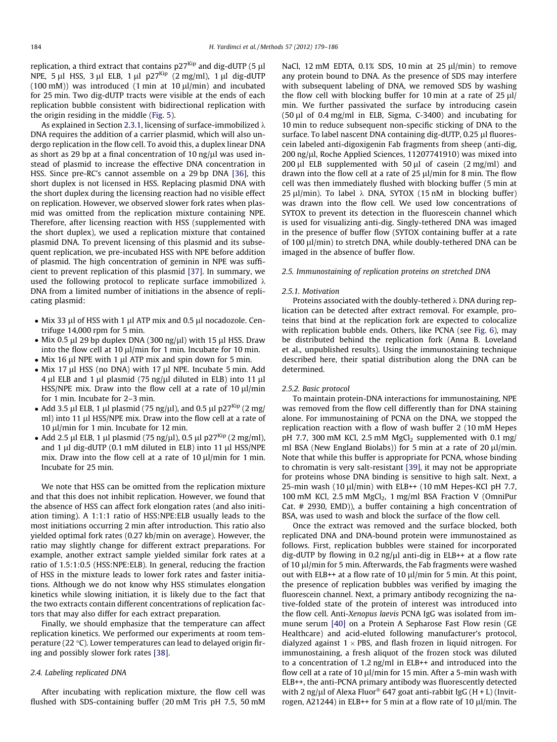replication, a third extract that contains p27$^{Kip}$ and dig-dUTP (5 μl NPE, 5 μl HSS, 3 μl ELB, 1 μl p27$^{Kip}$ (2 mg/ml), 1 μl dig-dUTP (100 mM)) was introduced (1 min at 10 μl/min) and incubated for 25 min. Two dig-dUTP tracts were visible at the ends of each replication bubble consistent with bidirectional replication with the origin residing in the middle (Fig. 5).

As explained in Section 2.3.1, licensing of surface-immobilized λ DNA requires the addition of a carrier plasmid, which will also undergo replication in the flow cell. To avoid this, a duplex linear DNA as short as 29 bp at a final concentration of 10 ng/μl was used instead of plasmid to increase the effective DNA concentration in HSS. Since pre-RC's cannot assemble on a 29 bp DNA [36], this short duplex is not licensed in HSS. Replacing plasmid DNA with the short duplex during the licensing reaction had no visible effect on replication. However, we observed slower fork rates when plasmid was omitted from the replication mixture containing NPE. Therefore, after licensing reaction with HSS (supplemented with the short duplex), we used a replication mixture that contained plasmid DNA. To prevent licensing of this plasmid and its subsequent replication, we pre-incubated HSS with NPE before addition of plasmid. The high concentration of geminin in NPE was sufficient to prevent replication of this plasmid [37]. In summary, we used the following protocol to replicate surface immobilized λ DNA from a limited number of initiations in the absence of replicating plasmid:

- Mix 33 μl of HSS with 1 μl ATP mix and 0.5 μl nocadozole. Centrifuge 14,000 rpm for 5 min.
- Mix 0.5 μl 29 bp duplex DNA (300 ng/μl) with 15 μl HSS. Draw into the flow cell at 10 μl/min for 1 min. Incubate for 10 min.
- Mix 16 μl NPE with 1 μl ATP mix and spin down for 5 min.
- Mix 17 μl HSS (no DNA) with 17 μl NPE. Incubate 5 min. Add 4 μl ELB and 1 μl plasmid (75 ng/μl diluted in ELB) into 11 μl HSS/NPE mix. Draw into the flow cell at a rate of 10 μl/min for 1 min. Incubate for 2–3 min.
- Add 3.5 μl ELB, 1 μl plasmid (75 ng/μl), and 0.5 μl p27$^{Kip}$ (2 mg/ml) into 11 μl HSS/NPE mix. Draw into the flow cell at a rate of 10 μl/min for 1 min. Incubate for 12 min.
- Add 2.5 μl ELB, 1 μl plasmid (75 ng/μl), 0.5 μl p27$^{Kip}$ (2 mg/ml), and 1 μl dig-dUTP (0.1 mM diluted in ELB) into 11 μl HSS/NPE mix. Draw into the flow cell at a rate of 10 μl/min for 1 min. Incubate for 25 min.

We note that HSS can be omitted from the replication mixture and that this does not inhibit replication. However, we found that the absence of HSS can affect fork elongation rates (and also initiation timing). A 1:1:1 ratio of HSS:NPE:ELB usually leads to the most initiations occurring 2 min after introduction. This ratio also yielded optimal fork rates (0.27 kb/min on average). However, the ratio may slightly change for different extract preparations. For example, another extract sample yielded similar fork rates at a ratio of 1.5:1:0.5 (HSS:NPE:ELB). In general, reducing the fraction of HSS in the mixture leads to lower fork rates and faster initiations. Although we do not know why HSS stimulates elongation kinetics while slowing initiation, it is likely due to the fact that the two extracts contain different concentrations of replication factors that may also differ for each extract preparation.

Finally, we should emphasize that the temperature can affect replication kinetics. We performed our experiments at room temperature (22 °C). Lower temperatures can lead to delayed origin firing and possibly slower fork rates [38].

### 2.4. Labeling replicated DNA

After incubating with replication mixture, the flow cell was flushed with SDS-containing buffer (20 mM Tris pH 7.5, 50 mM NaCl, 12 mM EDTA, 0.1% SDS, 10 min at 25 μl/min) to remove any protein bound to DNA. As the presence of SDS may interfere with subsequent labeling of DNA, we removed SDS by washing the flow cell with blocking buffer for 10 min at a rate of 25 μl/min. We further passivated the surface by introducing casein (50 μl of 0.4 mg/ml in ELB, Sigma, C-3400) and incubating for 10 min to reduce subsequent non-specific sticking of DNA to the surface. To label nascent DNA containing dig-dUTP, 0.25 μl fluorescein labeled anti-digoxigenin Fab fragments from sheep (anti-dig, 200 ng/μl, Roche Applied Sciences, 11207741910) was mixed into 200 μl ELB supplemented with 50 μl of casein (2 mg/ml) and drawn into the flow cell at a rate of 25 μl/min for 8 min. The flow cell was then immediately flushed with blocking buffer (5 min at 25 μl/min). To label λ DNA, SYTOX (15 nM in blocking buffer) was drawn into the flow cell. We used low concentrations of SYTOX to prevent its detection in the fluorescein channel which is used for visualizing anti-dig. Singly-tethered DNA was imaged in the presence of buffer flow (SYTOX containing buffer at a rate of 100 μl/min) to stretch DNA, while doubly-tethered DNA can be imaged in the absence of buffer flow.

### 2.5. Immunostaining of replication proteins on stretched DNA

#### 2.5.1. Motivation

Proteins associated with the doubly-tethered λ DNA during replication can be detected after extract removal. For example, proteins that bind at the replication fork are expected to colocalize with replication bubble ends. Others, like PCNA (see Fig. 6), may be distributed behind the replication fork (Anna B. Loveland et al., unpublished results). Using the immunostaining technique described here, their spatial distribution along the DNA can be determined.

#### 2.5.2. Basic protocol

To maintain protein-DNA interactions for immunostaining, NPE was removed from the flow cell differently than for DNA staining alone. For immunostaining of PCNA on the DNA, we stopped the replication reaction with a flow of wash buffer 2 (10 mM Hepes pH 7.7, 300 mM KCl, 2.5 mM $MgCl_2$ supplemented with 0.1 mg/ml BSA (New England Biolabs)) for 5 min at a rate of 20 μl/min. Note that while this buffer is appropriate for PCNA, whose binding to chromatin is very salt-resistant [39], it may not be appropriate for proteins whose DNA binding is sensitive to high salt. Next, a 25-min wash (10 μl/min) with ELB++ (10 mM Hepes-KCl pH 7.7, 100 mM KCl, 2.5 mM $MgCl_2$, 1 mg/ml BSA Fraction V (OmniPur Cat. # 2930, EMD)), a buffer containing a high concentration of BSA, was used to wash and block the surface of the flow cell.

Once the extract was removed and the surface blocked, both replicated DNA and DNA-bound protein were immunostained as follows. First, replication bubbles were stained for incorporated dig-dUTP by flowing in 0.2 ng/μl anti-dig in ELB++ at a flow rate of 10 μl/min for 5 min. Afterwards, the Fab fragments were washed out with ELB++ at a flow rate of 10 μl/min for 5 min. At this point, the presence of replication bubbles was verified by imaging the fluorescein channel. Next, a primary antibody recognizing the native-folded state of the protein of interest was introduced into the flow cell. Anti-*Xenopus laevis* PCNA IgG was isolated from immune serum [40] on a Protein A Sepharose Fast Flow resin (GE Healthcare) and acid-eluted following manufacturer's protocol, dialyzed against 1 × PBS, and flash frozen in liquid nitrogen. For immunostaining, a fresh aliquot of the frozen stock was diluted to a concentration of 1.2 ng/ml in ELB++ and introduced into the flow cell at a rate of 10 μl/min for 15 min. After a 5-min wash with ELB++, the anti-PCNA primary antibody was fluorescently detected with 2 ng/μl of Alexa Fluor® 647 goat anti-rabbit IgG (H + L) (Invitrogen, A21244) in ELB++ for 5 min at a flow rate of 10 μl/min. The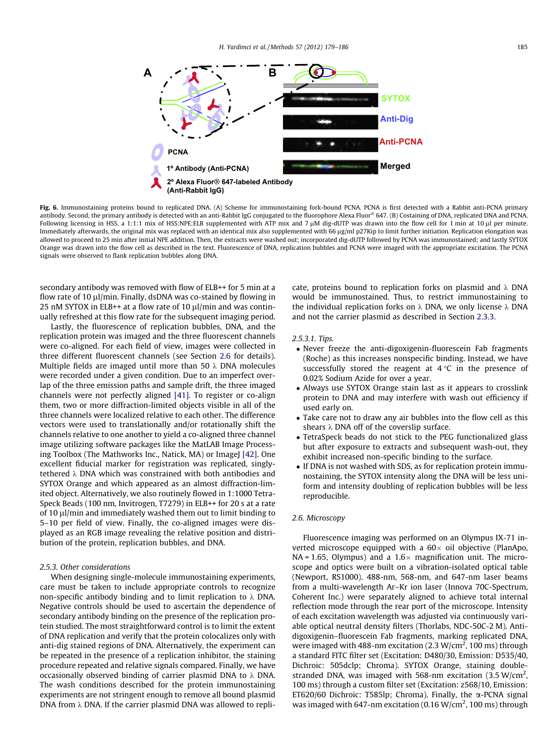Fig. 6. Immunostaining proteins bound to replicated DNA. (A) Scheme for immunostaining fork-bound PCNA. PCNA is first detected with a Rabbit anti-PCNA primary antibody. Second, the primary antibody is detected with an anti-Rabbit IgG conjugated to the fluorophore Alexa Fluor® 647. (B) Costaining of DNA, replicated DNA and PCNA. Following licensing in HSS, a 1:1:1 mix of HSS:NPE:ELB supplemented with ATP mix and 7 μM dig-dUTP was drawn into the flow cell for 1 min at 10 μl per minute. Immediately afterwards, the original mix was replaced with an identical mix also supplemented with 66 μg/ml p27Kip to limit further initiation. Replication elongation was allowed to proceed to 25 min after initial NPE addition. Then, the extracts were washed out; incorporated dig-dUTP followed by PCNA was immunostained; and lastly SYTOX Orange was drawn into the flow cell as described in the text. Fluorescence of DNA, replication bubbles and PCNA were imaged with the appropriate excitation. The PCNA signals were observed to flank replication bubbles along DNA.

secondary antibody was removed with flow of ELB++ for 5 min at a flow rate of 10 μl/min. Finally, dsDNA was co-stained by flowing in 25 nM SYTOX in ELB++ at a flow rate of 10 μl/min and was continually refreshed at this flow rate for the subsequent imaging period.

Lastly, the fluorescence of replication bubbles, DNA, and the replication protein was imaged and the three fluorescent channels were co-aligned. For each field of view, images were collected in three different fluorescent channels (see Section 2.6 for details). Multiple fields are imaged until more than 50 λ DNA molecules were recorded under a given condition. Due to an imperfect overlap of the three emission paths and sample drift, the three imaged channels were not perfectly aligned [41]. To register or co-align them, two or more diffraction-limited objects visible in all of the three channels were localized relative to each other. The difference vectors were used to translationally and/or rotationally shift the channels relative to one another to yield a co-aligned three channel image utilizing software packages like the MatLAB Image Processing Toolbox (The Mathworks Inc., Natick, MA) or ImageJ [42]. One excellent fiducial marker for registration was replicated, singly-tethered λ DNA which was constrained with both antibodies and SYTOX Orange and which appeared as an almost diffraction-limited object. Alternatively, we also routinely flowed in 1:1000 TetraSpeck Beads (100 nm, Invitrogen, T7279) in ELB++ for 20 s at a rate of 10 μl/min and immediately washed them out to limit binding to 5–10 per field of view. Finally, the co-aligned images were displayed as an RGB image revealing the relative position and distribution of the protein, replication bubbles, and DNA.

### 2.5.3. Other considerations

When designing single-molecule immunostaining experiments, care must be taken to include appropriate controls to recognize non-specific antibody binding and to limit replication to λ DNA. Negative controls should be used to ascertain the dependence of secondary antibody binding on the presence of the replication protein studied. The most straightforward control is to limit the extent of DNA replication and verify that the protein colocalizes only with anti-dig stained regions of DNA. Alternatively, the experiment can be repeated in the presence of a replication inhibitor, the staining procedure repeated and relative signals compared. Finally, we have occasionally observed binding of carrier plasmid DNA to λ DNA. The wash conditions described for the protein immunostaining experiments are not stringent enough to remove all bound plasmid DNA from λ DNA. If the carrier plasmid DNA was allowed to replicate, proteins bound to replication forks on plasmid and λ DNA would be immunostained. Thus, to restrict immunostaining to the individual replication forks on λ DNA, we only license λ DNA and not the carrier plasmid as described in Section 2.3.3.

#### 2.5.3.1. Tips.

- Never freeze the anti-digoxigenin-fluorescein Fab fragments (Roche) as this increases nonspecific binding. Instead, we have successfully stored the reagent at 4 °C in the presence of 0.02% Sodium Azide for over a year.
- Always use SYTOX Orange stain last as it appears to crosslink protein to DNA and may interfere with wash out efficiency if used early on.
- Take care not to draw any air bubbles into the flow cell as this shears λ DNA off of the coverslip surface.
- TetraSpeck beads do not stick to the PEG functionalized glass but after exposure to extracts and subsequent wash-out, they exhibit increased non-specific binding to the surface.
- If DNA is not washed with SDS, as for replication protein immunostaining, the SYTOX intensity along the DNA will be less uniform and intensity doubling of replication bubbles will be less reproducible.

## 2.6. Microscopy

Fluorescence imaging was performed on an Olympus IX-71 inverted microscope equipped with a 60× oil objective (PlanApo, NA = 1.65, Olympus) and a 1.6× magnification unit. The microscope and optics were built on a vibration-isolated optical table (Newport, RS1000). 488-nm, 568-nm, and 647-nm laser beams from a multi-wavelength Ar–Kr ion laser (Innova 70C-Spectrum, Coherent Inc.) were separately aligned to achieve total internal reflection mode through the rear port of the microscope. Intensity of each excitation wavelength was adjusted via continuously variable optical neutral density filters (Thorlabs, NDC-50C-2 M). Anti-digoxigenin–fluorescein Fab fragments, marking replicated DNA, were imaged with 488-nm excitation (2.3 W/cm$^2$, 100 ms) through a standard FITC filter set (Excitation: D480/30, Emission: D535/40, Dichroic: 505dclp; Chroma). SYTOX Orange, staining double-stranded DNA, was imaged with 568-nm excitation (3.5 W/cm$^2$, 100 ms) through a custom filter set (Excitation: z568/10, Emission: ET620/60 Dichroic: T585lp; Chroma). Finally, the α-PCNA signal was imaged with 647-nm excitation (0.16 W/cm$^2$, 100 ms) through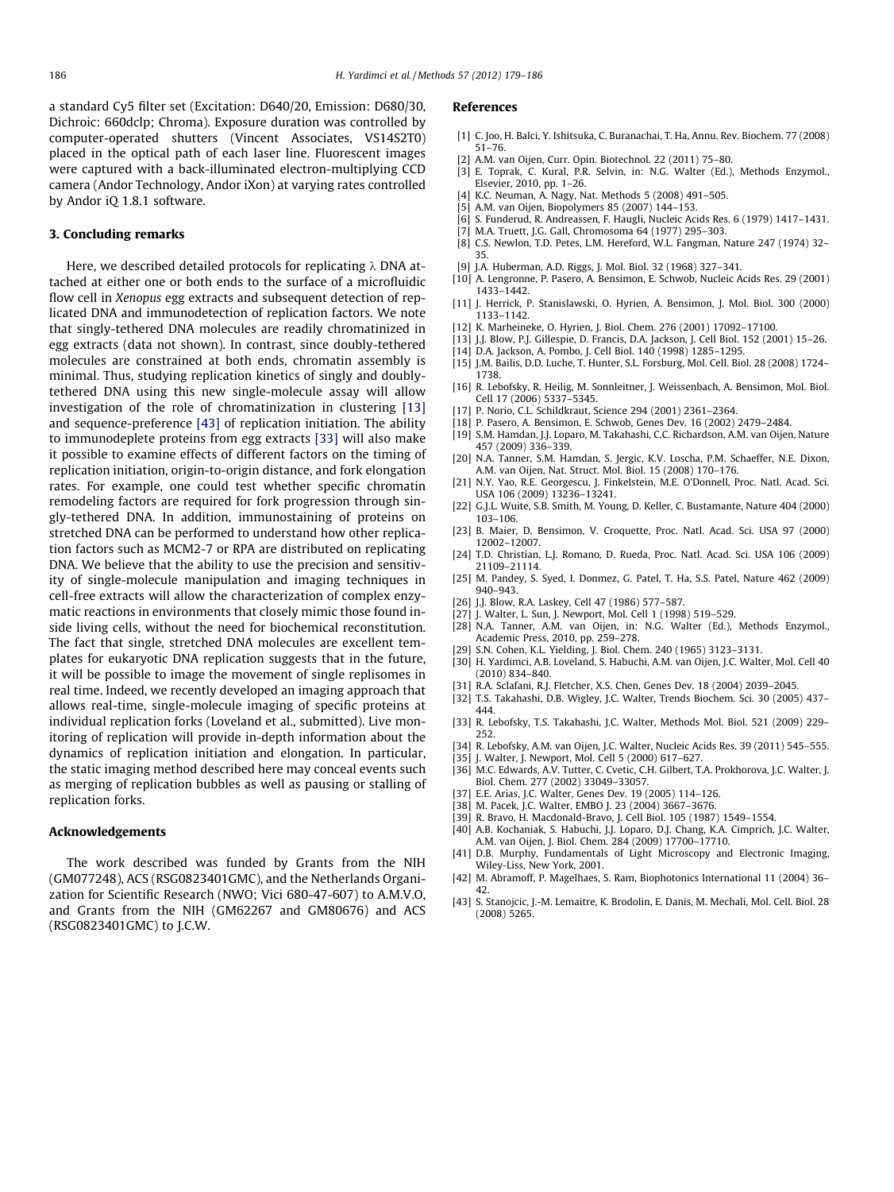a standard Cy5 filter set (Excitation: D640/20, Emission: D680/30, Dichroic: 660dclp; Chroma). Exposure duration was controlled by computer-operated shutters (Vincent Associates, VS14S2T0) placed in the optical path of each laser line. Fluorescent images were captured with a back-illuminated electron-multiplying CCD camera (Andor Technology, Andor iXon) at varying rates controlled by Andor iQ 1.8.1 software.

## 3. Concluding remarks

Here, we described detailed protocols for replicating λ DNA attached at either one or both ends to the surface of a microfluidic flow cell in *Xenopus* egg extracts and subsequent detection of replicated DNA and immunodetection of replication factors. We note that singly-tethered DNA molecules are readily chromatinized in egg extracts (data not shown). In contrast, since doubly-tethered molecules are constrained at both ends, chromatin assembly is minimal. Thus, studying replication kinetics of singly and doubly-tethered DNA using this new single-molecule assay will allow investigation of the role of chromatinization in clustering [13] and sequence-preference [43] of replication initiation. The ability to immunodeplete proteins from egg extracts [33] will also make it possible to examine effects of different factors on the timing of replication initiation, origin-to-origin distance, and fork elongation rates. For example, one could test whether specific chromatin remodeling factors are required for fork progression through singly-tethered DNA. In addition, immunostaining of proteins on stretched DNA can be performed to understand how other replication factors such as MCM2-7 or RPA are distributed on replicating DNA. We believe that the ability to use the precision and sensitivity of single-molecule manipulation and imaging techniques in cell-free extracts will allow the characterization of complex enzymatic reactions in environments that closely mimic those found inside living cells, without the need for biochemical reconstitution. The fact that single, stretched DNA molecules are excellent templates for eukaryotic DNA replication suggests that in the future, it will be possible to image the movement of single replisomes in real time. Indeed, we recently developed an imaging approach that allows real-time, single-molecule imaging of specific proteins at individual replication forks (Loveland et al., submitted). Live monitoring of replication will provide in-depth information about the dynamics of replication initiation and elongation. In particular, the static imaging method described here may conceal events such as merging of replication bubbles as well as pausing or stalling of replication forks.

## Acknowledgements

The work described was funded by Grants from the NIH (GM077248), ACS (RSG0823401GMC), and the Netherlands Organization for Scientific Research (NWO; Vici 680-47-607) to A.M.V.O, and Grants from the NIH (GM62267 and GM80676) and ACS (RSG0823401GMC) to J.C.W.

## References

[1] C. Joo, H. Balci, Y. Ishitsuka, C. Buranachai, T. Ha, Annu. Rev. Biochem. 77 (2008) 51–76.
[2] A.M. van Oijen, Curr. Opin. Biotechnol. 22 (2011) 75–80.
[3] E. Toprak, C. Kural, P.R. Selvin, in: N.G. Walter (Ed.), Methods Enzymol., Elsevier, 2010, pp. 1–26.
[4] K.C. Neuman, A. Nagy, Nat. Methods 5 (2008) 491–505.
[5] A.M. van Oijen, Biopolymers 85 (2007) 144–153.
[6] S. Funderud, R. Andreassen, F. Haugli, Nucleic Acids Res. 6 (1979) 1417–1431.
[7] M.A. Truett, J.G. Gall, Chromosoma 64 (1977) 295–303.
[8] C.S. Newlon, T.D. Petes, L.M. Hereford, W.L. Fangman, Nature 247 (1974) 32–35.
[9] J.A. Huberman, A.D. Riggs, J. Mol. Biol. 32 (1968) 327–341.
[10] A. Lengronne, P. Pasero, A. Bensimon, E. Schwob, Nucleic Acids Res. 29 (2001) 1433–1442.
[11] J. Herrick, P. Stanislawski, O. Hyrien, A. Bensimon, J. Mol. Biol. 300 (2000) 1133–1142.
[12] K. Marheineke, O. Hyrien, J. Biol. Chem. 276 (2001) 17092–17100.
[13] J.J. Blow, P.J. Gillespie, D. Francis, D.A. Jackson, J. Cell Biol. 152 (2001) 15–26.
[14] D.A. Jackson, A. Pombo, J. Cell Biol. 140 (1998) 1285–1295.
[15] J.M. Bailis, D.D. Luche, T. Hunter, S.L. Forsburg, Mol. Cell. Biol. 28 (2008) 1724–1738.
[16] R. Lebofsky, R. Heilig, M. Sonnleitner, J. Weissenbach, A. Bensimon, Mol. Biol. Cell 17 (2006) 5337–5345.
[17] P. Norio, C.L. Schildkraut, Science 294 (2001) 2361–2364.
[18] P. Pasero, A. Bensimon, E. Schwob, Genes Dev. 16 (2002) 2479–2484.
[19] S.M. Hamdan, J.J. Loparo, M. Takahashi, C.C. Richardson, A.M. van Oijen, Nature 457 (2009) 336–339.
[20] N.A. Tanner, S.M. Hamdan, S. Jergic, K.V. Loscha, P.M. Schaeffer, N.E. Dixon, A.M. van Oijen, Nat. Struct. Mol. Biol. 15 (2008) 170–176.
[21] N.Y. Yao, R.E. Georgescu, J. Finkelstein, M.E. O'Donnell, Proc. Natl. Acad. Sci. USA 106 (2009) 13236–13241.
[22] G.J.L. Wuite, S.B. Smith, M. Young, D. Keller, C. Bustamante, Nature 404 (2000) 103–106.
[23] B. Maier, D. Bensimon, V. Croquette, Proc. Natl. Acad. Sci. USA 97 (2000) 12002–12007.
[24] T.D. Christian, L.J. Romano, D. Rueda, Proc. Natl. Acad. Sci. USA 106 (2009) 21109–21114.
[25] M. Pandey, S. Syed, I. Donmez, G. Patel, T. Ha, S.S. Patel, Nature 462 (2009) 940–943.
[26] J.J. Blow, R.A. Laskey, Cell 47 (1986) 577–587.
[27] J. Walter, L. Sun, J. Newport, Mol. Cell 1 (1998) 519–529.
[28] N.A. Tanner, A.M. van Oijen, in: N.G. Walter (Ed.), Methods Enzymol., Academic Press, 2010, pp. 259–278.
[29] S.N. Cohen, K.L. Yielding, J. Biol. Chem. 240 (1965) 3123–3131.
[30] H. Yardimci, A.B. Loveland, S. Habuchi, A.M. van Oijen, J.C. Walter, Mol. Cell 40 (2010) 834–840.
[31] R.A. Sclafani, R.J. Fletcher, X.S. Chen, Genes Dev. 18 (2004) 2039–2045.
[32] T.S. Takahashi, D.B. Wigley, J.C. Walter, Trends Biochem. Sci. 30 (2005) 437–444.
[33] R. Lebofsky, T.S. Takahashi, J.C. Walter, Methods Mol. Biol. 521 (2009) 229–252.
[34] R. Lebofsky, A.M. van Oijen, J.C. Walter, Nucleic Acids Res. 39 (2011) 545–555.
[35] J. Walter, J. Newport, Mol. Cell 5 (2000) 617–627.
[36] M.C. Edwards, A.V. Tutter, C. Cvetic, C.H. Gilbert, T.A. Prokhorova, J.C. Walter, J. Biol. Chem. 277 (2002) 33049–33057.
[37] E.E. Arias, J.C. Walter, Genes Dev. 19 (2005) 114–126.
[38] M. Pacek, J.C. Walter, EMBO J. 23 (2004) 3667–3676.
[39] R. Bravo, H. Macdonald-Bravo, J. Cell Biol. 105 (1987) 1549–1554.
[40] A.B. Kochaniak, S. Habuchi, J.J. Loparo, D.J. Chang, K.A. Cimprich, J.C. Walter, A.M. van Oijen, J. Biol. Chem. 284 (2009) 17700–17710.
[41] D.B. Murphy, Fundamentals of Light Microscopy and Electronic Imaging, Wiley-Liss, New York, 2001.
[42] M. Abramoff, P. Magelhaes, S. Ram, Biophotonics International 11 (2004) 36–42.
[43] S. Stanojcic, J.-M. Lemaitre, K. Brodolin, E. Danis, M. Mechali, Mol. Cell. Biol. 28 (2008) 5265.